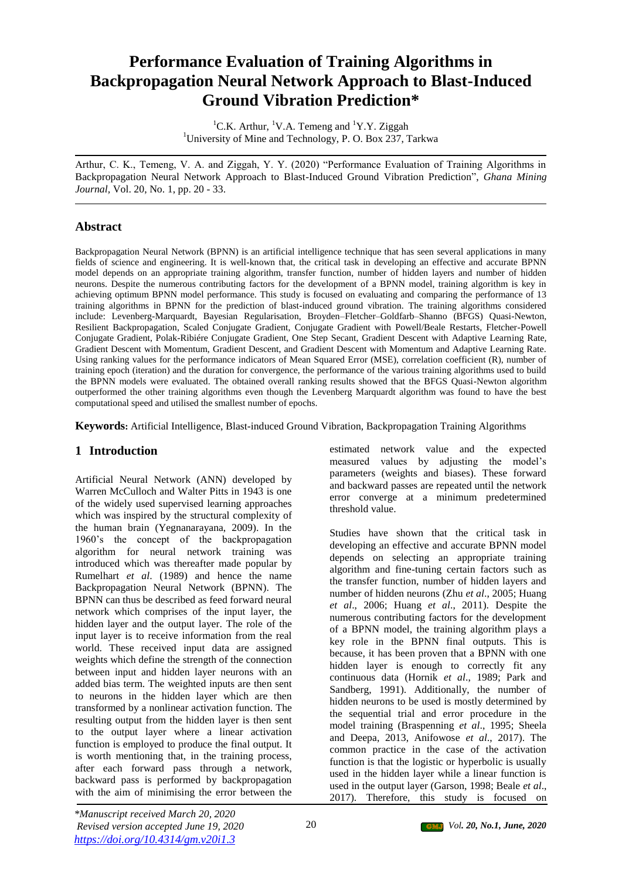# Performance Evaluation of Training Algorithms in Backpropagation Neural Network Approach to Blast-Induced Ground Vibration Prediction*

[1]C.K. Arthur, [1]V.A. Temeng and [1]Y.Y. Ziggah
[1]University of Mine and Technology, P. O. Box 237, Tarkwa

Arthur, C. K., Temeng, V. A. and Ziggah, Y. Y. (2020) "Performance Evaluation of Training Algorithms in Backpropagation Neural Network Approach to Blast-Induced Ground Vibration Prediction", *Ghana Mining Journal*, Vol. 20, No. 1, pp. 20 - 33.

## Abstract

Backpropagation Neural Network (BPNN) is an artificial intelligence technique that has seen several applications in many fields of science and engineering. It is well-known that, the critical task in developing an effective and accurate BPNN model depends on an appropriate training algorithm, transfer function, number of hidden layers and number of hidden neurons. Despite the numerous contributing factors for the development of a BPNN model, training algorithm is key in achieving optimum BPNN model performance. This study is focused on evaluating and comparing the performance of 13 training algorithms in BPNN for the prediction of blast-induced ground vibration. The training algorithms considered include: Levenberg-Marquardt, Bayesian Regularisation, Broyden–Fletcher–Goldfarb–Shanno (BFGS) Quasi-Newton, Resilient Backpropagation, Scaled Conjugate Gradient, Conjugate Gradient with Powell/Beale Restarts, Fletcher-Powell Conjugate Gradient, Polak-Ribiére Conjugate Gradient, One Step Secant, Gradient Descent with Adaptive Learning Rate, Gradient Descent with Momentum, Gradient Descent, and Gradient Descent with Momentum and Adaptive Learning Rate. Using ranking values for the performance indicators of Mean Squared Error (MSE), correlation coefficient (R), number of training epoch (iteration) and the duration for convergence, the performance of the various training algorithms used to build the BPNN models were evaluated. The obtained overall ranking results showed that the BFGS Quasi-Newton algorithm outperformed the other training algorithms even though the Levenberg Marquardt algorithm was found to have the best computational speed and utilised the smallest number of epochs.

**Keywords:** Artificial Intelligence, Blast-induced Ground Vibration, Backpropagation Training Algorithms

## 1 Introduction

Artificial Neural Network (ANN) developed by Warren McCulloch and Walter Pitts in 1943 is one of the widely used supervised learning approaches which was inspired by the structural complexity of the human brain (Yegnanarayana, 2009). In the 1960's the concept of the backpropagation algorithm for neural network training was introduced which was thereafter made popular by Rumelhart *et al*. (1989) and hence the name Backpropagation Neural Network (BPNN). The BPNN can thus be described as feed forward neural network which comprises of the input layer, the hidden layer and the output layer. The role of the input layer is to receive information from the real world. These received input data are assigned weights which define the strength of the connection between input and hidden layer neurons with an added bias term. The weighted inputs are then sent to neurons in the hidden layer which are then transformed by a nonlinear activation function. The resulting output from the hidden layer is then sent to the output layer where a linear activation function is employed to produce the final output. It is worth mentioning that, in the training process, after each forward pass through a network, backward pass is performed by backpropagation with the aim of minimising the error between the estimated network value and the expected measured values by adjusting the model's parameters (weights and biases). These forward and backward passes are repeated until the network error converge at a minimum predetermined threshold value.

Studies have shown that the critical task in developing an effective and accurate BPNN model depends on selecting an appropriate training algorithm and fine-tuning certain factors such as the transfer function, number of hidden layers and number of hidden neurons (Zhu *et al*., 2005; Huang *et al*., 2006; Huang *et al*., 2011). Despite the numerous contributing factors for the development of a BPNN model, the training algorithm plays a key role in the BPNN final outputs. This is because, it has been proven that a BPNN with one hidden layer is enough to correctly fit any continuous data (Hornik *et al*., 1989; Park and Sandberg, 1991). Additionally, the number of hidden neurons to be used is mostly determined by the sequential trial and error procedure in the model training (Braspenning *et al*., 1995; Sheela and Deepa, 2013, Anifowose *et al*., 2017). The common practice in the case of the activation function is that the logistic or hyperbolic is usually used in the hidden layer while a linear function is used in the output layer (Garson, 1998; Beale *et al*., 2017). Therefore, this study is focused on

*Manuscript received March 20, 2020
Revised version accepted June 19, 2020
https://doi.org/10.4314/gm.v20i1.3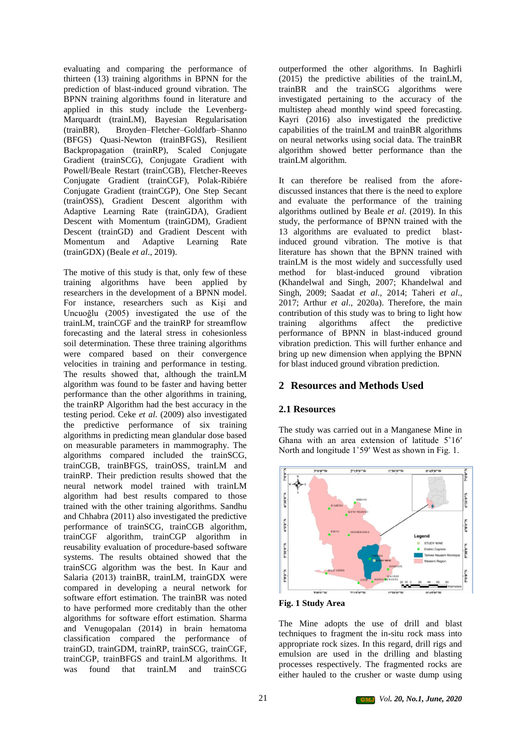evaluating and comparing the performance of thirteen (13) training algorithms in BPNN for the prediction of blast-induced ground vibration. The BPNN training algorithms found in literature and applied in this study include the Levenberg-Marquardt (trainLM), Bayesian Regularisation (trainBR), Broyden–Fletcher–Goldfarb–Shanno (BFGS) Quasi-Newton (trainBFGS), Resilient Backpropagation (trainRP), Scaled Conjugate Gradient (trainSCG), Conjugate Gradient with Powell/Beale Restart (trainCGB), Fletcher-Reeves Conjugate Gradient (trainCGF), Polak-Ribiére Conjugate Gradient (trainCGP), One Step Secant (trainOSS), Gradient Descent algorithm with Adaptive Learning Rate (trainGDA), Gradient Descent with Momentum (trainGDM), Gradient Descent (trainGD) and Gradient Descent with Momentum and Adaptive Learning Rate (trainGDX) (Beale *et al*., 2019).

The motive of this study is that, only few of these training algorithms have been applied by researchers in the development of a BPNN model. For instance, researchers such as Kişi and Uncuoğlu (2005) investigated the use of the trainLM, trainCGF and the trainRP for streamflow forecasting and the lateral stress in cohesionless soil determination. These three training algorithms were compared based on their convergence velocities in training and performance in testing. The results showed that, although the trainLM algorithm was found to be faster and having better performance than the other algorithms in training, the trainRP Algorithm had the best accuracy in the testing period. Ceke *et al*. (2009) also investigated the predictive performance of six training algorithms in predicting mean glandular dose based on measurable parameters in mammography. The algorithms compared included the trainSCG, trainCGB, trainBFGS, trainOSS, trainLM and trainRP. Their prediction results showed that the neural network model trained with trainLM algorithm had best results compared to those trained with the other training algorithms. Sandhu and Chhabra (2011) also investigated the predictive performance of trainSCG, trainCGB algorithm, trainCGF algorithm, trainCGP algorithm in reusability evaluation of procedure-based software systems. The results obtained showed that the trainSCG algorithm was the best. In Kaur and Salaria (2013) trainBR, trainLM, trainGDX were compared in developing a neural network for software effort estimation. The trainBR was noted to have performed more creditably than the other algorithms for software effort estimation. Sharma and Venugopalan (2014) in brain hematoma classification compared the performance of trainGD, trainGDM, trainRP, trainSCG, trainCGF, trainCGP, trainBFGS and trainLM algorithms. It was found that trainLM and trainSCG outperformed the other algorithms. In Baghirli (2015) the predictive abilities of the trainLM, trainBR and the trainSCG algorithms were investigated pertaining to the accuracy of the multistep ahead monthly wind speed forecasting. Kayri (2016) also investigated the predictive capabilities of the trainLM and trainBR algorithms on neural networks using social data. The trainBR algorithm showed better performance than the trainLM algorithm.

It can therefore be realised from the afore-discussed instances that there is the need to explore and evaluate the performance of the training algorithms outlined by Beale *et al*. (2019). In this study, the performance of BPNN trained with the 13 algorithms are evaluated to predict blast-induced ground vibration. The motive is that literature has shown that the BPNN trained with trainLM is the most widely and successfully used method for blast-induced ground vibration (Khandelwal and Singh, 2007; Khandelwal and Singh, 2009; Saadat *et al*., 2014; Taheri *et al*., 2017; Arthur *et al*., 2020a). Therefore, the main contribution of this study was to bring to light how training algorithms affect the predictive performance of BPNN in blast-induced ground vibration prediction. This will further enhance and bring up new dimension when applying the BPNN for blast induced ground vibration prediction.

## 2 Resources and Methods Used

### 2.1 Resources

The study was carried out in a Manganese Mine in Ghana with an area extension of latitude 5˚16′ North and longitude 1˚59′ West as shown in Fig. 1.

**Fig. 1 Study Area**

The Mine adopts the use of drill and blast techniques to fragment the in-situ rock mass into appropriate rock sizes. In this regard, drill rigs and emulsion are used in the drilling and blasting processes respectively. The fragmented rocks are either hauled to the crusher or waste dump using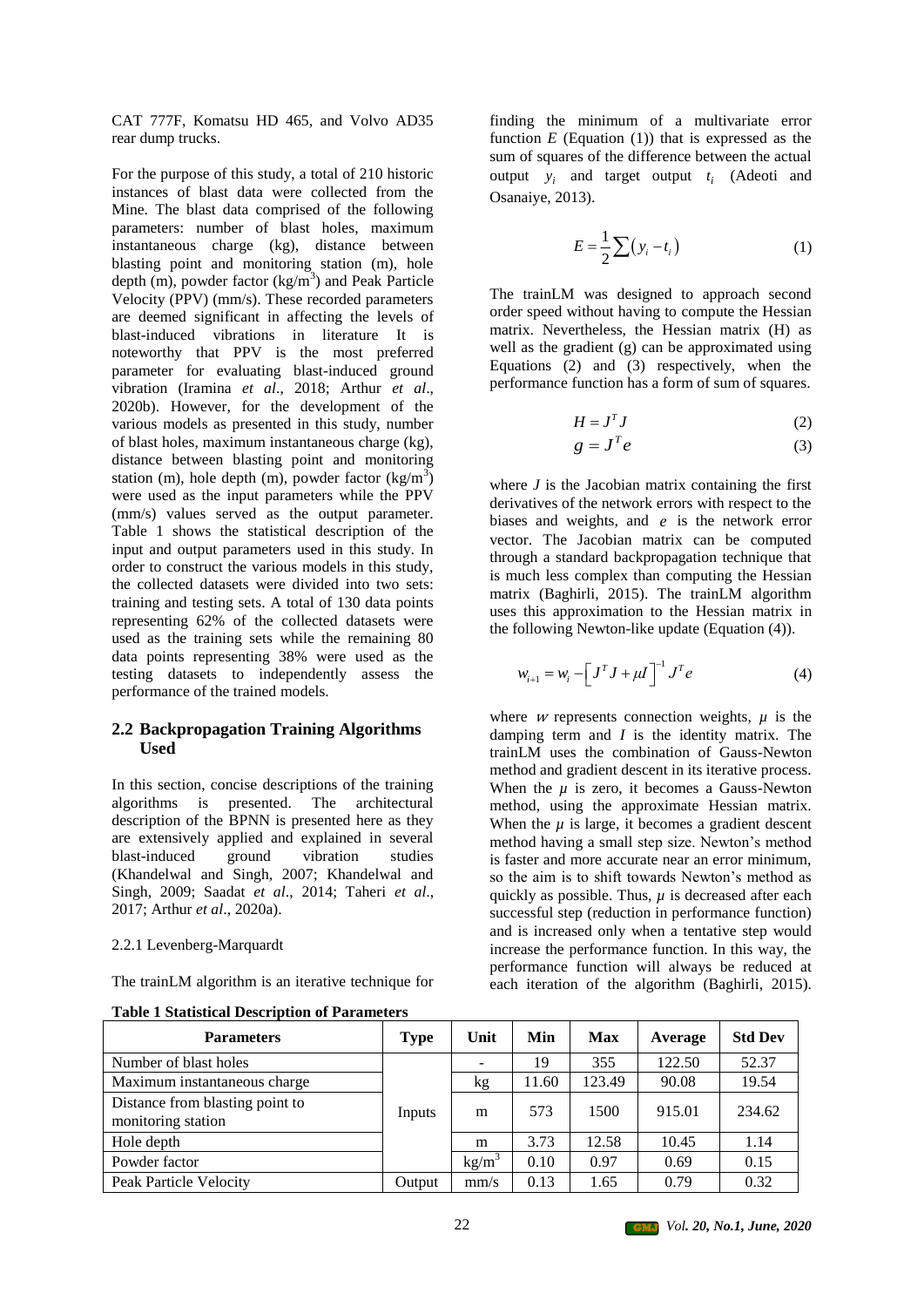CAT 777F, Komatsu HD 465, and Volvo AD35 rear dump trucks.

For the purpose of this study, a total of 210 historic instances of blast data were collected from the Mine. The blast data comprised of the following parameters: number of blast holes, maximum instantaneous charge (kg), distance between blasting point and monitoring station (m), hole depth (m), powder factor (kg/m$^3$) and Peak Particle Velocity (PPV) (mm/s). These recorded parameters are deemed significant in affecting the levels of blast-induced vibrations in literature It is noteworthy that PPV is the most preferred parameter for evaluating blast-induced ground vibration (Iramina *et al*., 2018; Arthur *et al*., 2020b). However, for the development of the various models as presented in this study, number of blast holes, maximum instantaneous charge (kg), distance between blasting point and monitoring station (m), hole depth (m), powder factor (kg/m$^3$) were used as the input parameters while the PPV (mm/s) values served as the output parameter. Table 1 shows the statistical description of the input and output parameters used in this study. In order to construct the various models in this study, the collected datasets were divided into two sets: training and testing sets. A total of 130 data points representing 62% of the collected datasets were used as the training sets while the remaining 80 data points representing 38% were used as the testing datasets to independently assess the performance of the trained models.

## 2.2 Backpropagation Training Algorithms Used

In this section, concise descriptions of the training algorithms is presented. The architectural description of the BPNN is presented here as they are extensively applied and explained in several blast-induced ground vibration studies (Khandelwal and Singh, 2007; Khandelwal and Singh, 2009; Saadat *et al*., 2014; Taheri *et al*., 2017; Arthur *et al*., 2020a).

### 2.2.1 Levenberg-Marquardt

The trainLM algorithm is an iterative technique for finding the minimum of a multivariate error function $E$ (Equation (1)) that is expressed as the sum of squares of the difference between the actual output $y_i$ and target output $t_i$ (Adeoti and Osanaiye, 2013).

$$E = \frac{1}{2}\sum\left(y_i - t_i\right) \quad (1)$$

The trainLM was designed to approach second order speed without having to compute the Hessian matrix. Nevertheless, the Hessian matrix (H) as well as the gradient (g) can be approximated using Equations (2) and (3) respectively, when the performance function has a form of sum of squares.

$$H = J^T J \quad (2)$$

$$g = J^T e \quad (3)$$

where $J$ is the Jacobian matrix containing the first derivatives of the network errors with respect to the biases and weights, and $e$ is the network error vector. The Jacobian matrix can be computed through a standard backpropagation technique that is much less complex than computing the Hessian matrix (Baghirli, 2015). The trainLM algorithm uses this approximation to the Hessian matrix in the following Newton-like update (Equation (4)).

$$w_{i+1} = w_i - \left[J^T J + \mu I\right]^{-1} J^T e \quad (4)$$

where $w$ represents connection weights, $\mu$ is the damping term and $I$ is the identity matrix. The trainLM uses the combination of Gauss-Newton method and gradient descent in its iterative process. When the $\mu$ is zero, it becomes a Gauss-Newton method, using the approximate Hessian matrix. When the $\mu$ is large, it becomes a gradient descent method having a small step size. Newton's method is faster and more accurate near an error minimum, so the aim is to shift towards Newton's method as quickly as possible. Thus, $\mu$ is decreased after each successful step (reduction in performance function) and is increased only when a tentative step would increase the performance function. In this way, the performance function will always be reduced at each iteration of the algorithm (Baghirli, 2015).

**Table 1 Statistical Description of Parameters**

| Parameters | Type | Unit | Min | Max | Average | Std Dev |
|---|---|---|---|---|---|---|
| Number of blast holes | Inputs | - | 19 | 355 | 122.50 | 52.37 |
| Maximum instantaneous charge | | kg | 11.60 | 123.49 | 90.08 | 19.54 |
| Distance from blasting point to monitoring station | | m | 573 | 1500 | 915.01 | 234.62 |
| Hole depth | | m | 3.73 | 12.58 | 10.45 | 1.14 |
| Powder factor | | kg/m$^3$ | 0.10 | 0.97 | 0.69 | 0.15 |
| Peak Particle Velocity | Output | mm/s | 0.13 | 1.65 | 0.79 | 0.32 |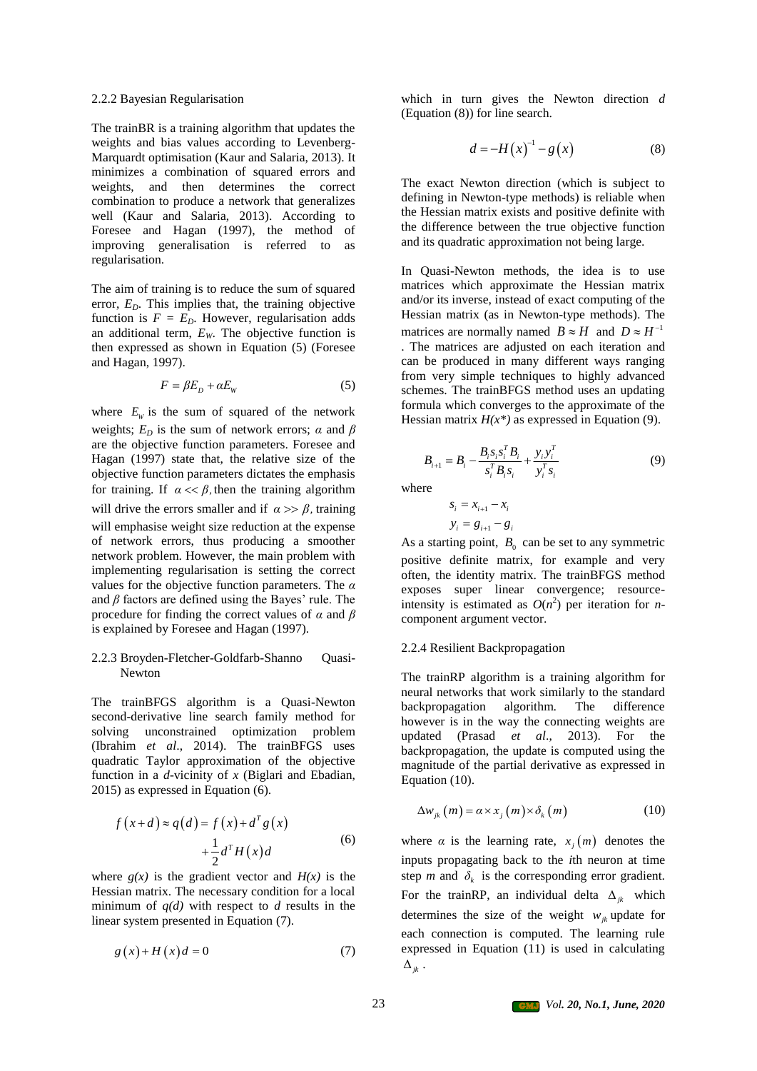#### 2.2.2 Bayesian Regularisation

The trainBR is a training algorithm that updates the weights and bias values according to Levenberg-Marquardt optimisation (Kaur and Salaria, 2013). It minimizes a combination of squared errors and weights, and then determines the correct combination to produce a network that generalizes well (Kaur and Salaria, 2013). According to Foresee and Hagan (1997), the method of improving generalisation is referred to as regularisation.

The aim of training is to reduce the sum of squared error, $E_D$. This implies that, the training objective function is $F = E_D$. However, regularisation adds an additional term, $E_W$. The objective function is then expressed as shown in Equation (5) (Foresee and Hagan, 1997).

$$F = \beta E_D + \alpha E_W \tag{5}$$

where $E_W$ is the sum of squared of the network weights; $E_D$ is the sum of network errors; $\alpha$ and $\beta$ are the objective function parameters. Foresee and Hagan (1997) state that, the relative size of the objective function parameters dictates the emphasis for training. If $\alpha << \beta$, then the training algorithm will drive the errors smaller and if $\alpha >> \beta$, training will emphasise weight size reduction at the expense of network errors, thus producing a smoother network problem. However, the main problem with implementing regularisation is setting the correct values for the objective function parameters. The $\alpha$ and $\beta$ factors are defined using the Bayes' rule. The procedure for finding the correct values of $\alpha$ and $\beta$ is explained by Foresee and Hagan (1997).

#### 2.2.3 Broyden-Fletcher-Goldfarb-Shanno Quasi-Newton

The trainBFGS algorithm is a Quasi-Newton second-derivative line search family method for solving unconstrained optimization problem (Ibrahim *et al*., 2014). The trainBFGS uses quadratic Taylor approximation of the objective function in a *d*-vicinity of *x* (Biglari and Ebadian, 2015) as expressed in Equation (6).

$$f(x+d) \approx q(d) = f(x) + d^T g(x) + \frac{1}{2} d^T H(x) d \tag{6}$$

where *g(x)* is the gradient vector and *H(x)* is the Hessian matrix. The necessary condition for a local minimum of *q(d)* with respect to *d* results in the linear system presented in Equation (7).

$$g(x) + H(x)d = 0 \tag{7}$$

which in turn gives the Newton direction *d* (Equation (8)) for line search.

$$d = -H(x)^{-1} - g(x) \tag{8}$$

The exact Newton direction (which is subject to defining in Newton-type methods) is reliable when the Hessian matrix exists and positive definite with the difference between the true objective function and its quadratic approximation not being large.

In Quasi-Newton methods, the idea is to use matrices which approximate the Hessian matrix and/or its inverse, instead of exact computing of the Hessian matrix (as in Newton-type methods). The matrices are normally named $B \approx H$ and $D \approx H^{-1}$. The matrices are adjusted on each iteration and can be produced in many different ways ranging from very simple techniques to highly advanced schemes. The trainBFGS method uses an updating formula which converges to the approximate of the Hessian matrix *H(x\*)* as expressed in Equation (9).

$$B_{i+1} = B_i - \frac{B_i s_i s_i^T B_i}{s_i^T B_i s_i} + \frac{y_i y_i^T}{y_i^T s_i} \tag{9}$$

where

$$s_i = x_{i+1} - x_i$$
$$y_i = g_{i+1} - g_i$$

As a starting point, $B_0$ can be set to any symmetric positive definite matrix, for example and very often, the identity matrix. The trainBFGS method exposes super linear convergence; resource-intensity is estimated as $O(n^2)$ per iteration for *n*-component argument vector.

#### 2.2.4 Resilient Backpropagation

The trainRP algorithm is a training algorithm for neural networks that work similarly to the standard backpropagation algorithm. The difference however is in the way the connecting weights are updated (Prasad *et al*., 2013). For the backpropagation, the update is computed using the magnitude of the partial derivative as expressed in Equation (10).

$$\Delta w_{jk}(m) = \alpha \times x_j(m) \times \delta_k(m) \tag{10}$$

where $\alpha$ is the learning rate, $x_j(m)$ denotes the inputs propagating back to the *i*th neuron at time step *m* and $\delta_k$ is the corresponding error gradient. For the trainRP, an individual delta $\Delta_{jk}$ which determines the size of the weight $w_{jk}$ update for each connection is computed. The learning rule expressed in Equation (11) is used in calculating $\Delta_{jk}$.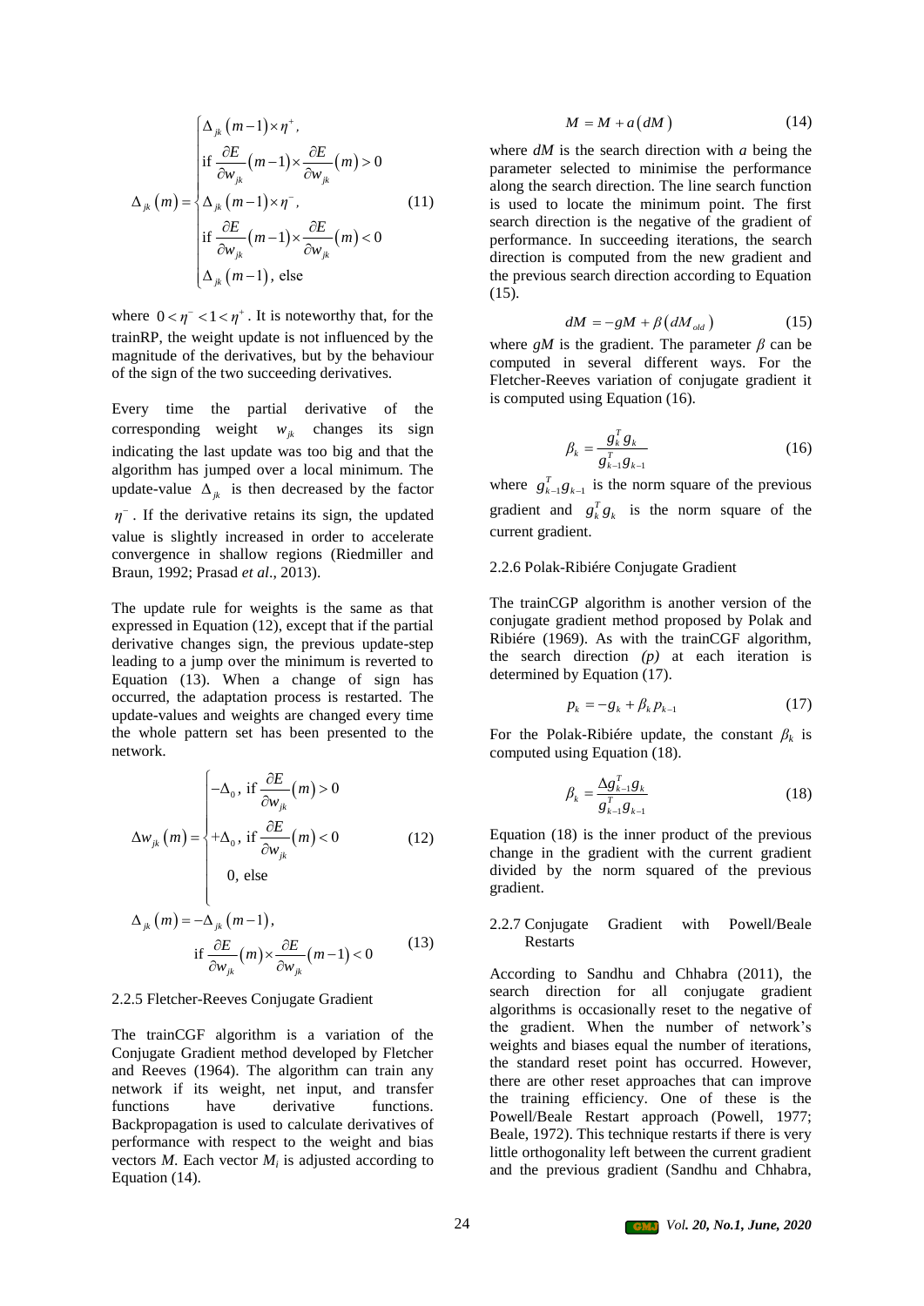$$\Delta_{jk}(m) = \begin{cases} \Delta_{jk}(m-1) \times \eta^{+}, \\ \text{if } \frac{\partial E}{\partial w_{jk}}(m-1) \times \frac{\partial E}{\partial w_{jk}}(m) > 0 \\ \Delta_{jk}(m-1) \times \eta^{-}, \\ \text{if } \frac{\partial E}{\partial w_{jk}}(m-1) \times \frac{\partial E}{\partial w_{jk}}(m) < 0 \\ \Delta_{jk}(m-1), \text{ else} \end{cases} \tag{11}$$

where $0 < \eta^{-} < 1 < \eta^{+}$. It is noteworthy that, for the trainRP, the weight update is not influenced by the magnitude of the derivatives, but by the behaviour of the sign of the two succeeding derivatives.

Every time the partial derivative of the corresponding weight $w_{jk}$ changes its sign indicating the last update was too big and that the algorithm has jumped over a local minimum. The update-value $\Delta_{jk}$ is then decreased by the factor $\eta^{-}$. If the derivative retains its sign, the updated value is slightly increased in order to accelerate convergence in shallow regions (Riedmiller and Braun, 1992; Prasad *et al*., 2013).

The update rule for weights is the same as that expressed in Equation (12), except that if the partial derivative changes sign, the previous update-step leading to a jump over the minimum is reverted to Equation (13). When a change of sign has occurred, the adaptation process is restarted. The update-values and weights are changed every time the whole pattern set has been presented to the network.

$$\Delta w_{jk}(m) = \begin{cases} -\Delta_0, \text{ if } \frac{\partial E}{\partial w_{jk}}(m) > 0 \\ +\Delta_0, \text{ if } \frac{\partial E}{\partial w_{jk}}(m) < 0 \\ 0, \text{ else} \end{cases} \tag{12}$$

$$\Delta_{jk}(m) = -\Delta_{jk}(m-1), \quad \text{if } \frac{\partial E}{\partial w_{jk}}(m) \times \frac{\partial E}{\partial w_{jk}}(m-1) < 0 \tag{13}$$

2.2.5 Fletcher-Reeves Conjugate Gradient

The trainCGF algorithm is a variation of the Conjugate Gradient method developed by Fletcher and Reeves (1964). The algorithm can train any network if its weight, net input, and transfer functions have derivative functions. Backpropagation is used to calculate derivatives of performance with respect to the weight and bias vectors *M*. Each vector $M_i$ is adjusted according to Equation (14).

$$M = M + a(dM) \tag{14}$$

where *dM* is the search direction with *a* being the parameter selected to minimise the performance along the search direction. The line search function is used to locate the minimum point. The first search direction is the negative of the gradient of performance. In succeeding iterations, the search direction is computed from the new gradient and the previous search direction according to Equation (15).

$$dM = -gM + \beta(dM_{old}) \tag{15}$$

where *gM* is the gradient. The parameter $\beta$ can be computed in several different ways. For the Fletcher-Reeves variation of conjugate gradient it is computed using Equation (16).

$$\beta_k = \frac{g_k^T g_k}{g_{k-1}^T g_{k-1}} \tag{16}$$

where $g_{k-1}^T g_{k-1}$ is the norm square of the previous gradient and $g_k^T g_k$ is the norm square of the current gradient.

2.2.6 Polak-Ribiére Conjugate Gradient

The trainCGP algorithm is another version of the conjugate gradient method proposed by Polak and Ribiére (1969). As with the trainCGF algorithm, the search direction *(p)* at each iteration is determined by Equation (17).

$$p_k = -g_k + \beta_k p_{k-1} \tag{17}$$

For the Polak-Ribiére update, the constant $\beta_k$ is computed using Equation (18).

$$\beta_k = \frac{\Delta g_{k-1}^T g_k}{g_{k-1}^T g_{k-1}} \tag{18}$$

Equation (18) is the inner product of the previous change in the gradient with the current gradient divided by the norm squared of the previous gradient.

2.2.7 Conjugate Gradient with Powell/Beale Restarts

According to Sandhu and Chhabra (2011), the search direction for all conjugate gradient algorithms is occasionally reset to the negative of the gradient. When the number of network's weights and biases equal the number of iterations, the standard reset point has occurred. However, there are other reset approaches that can improve the training efficiency. One of these is the Powell/Beale Restart approach (Powell, 1977; Beale, 1972). This technique restarts if there is very little orthogonality left between the current gradient and the previous gradient (Sandhu and Chhabra,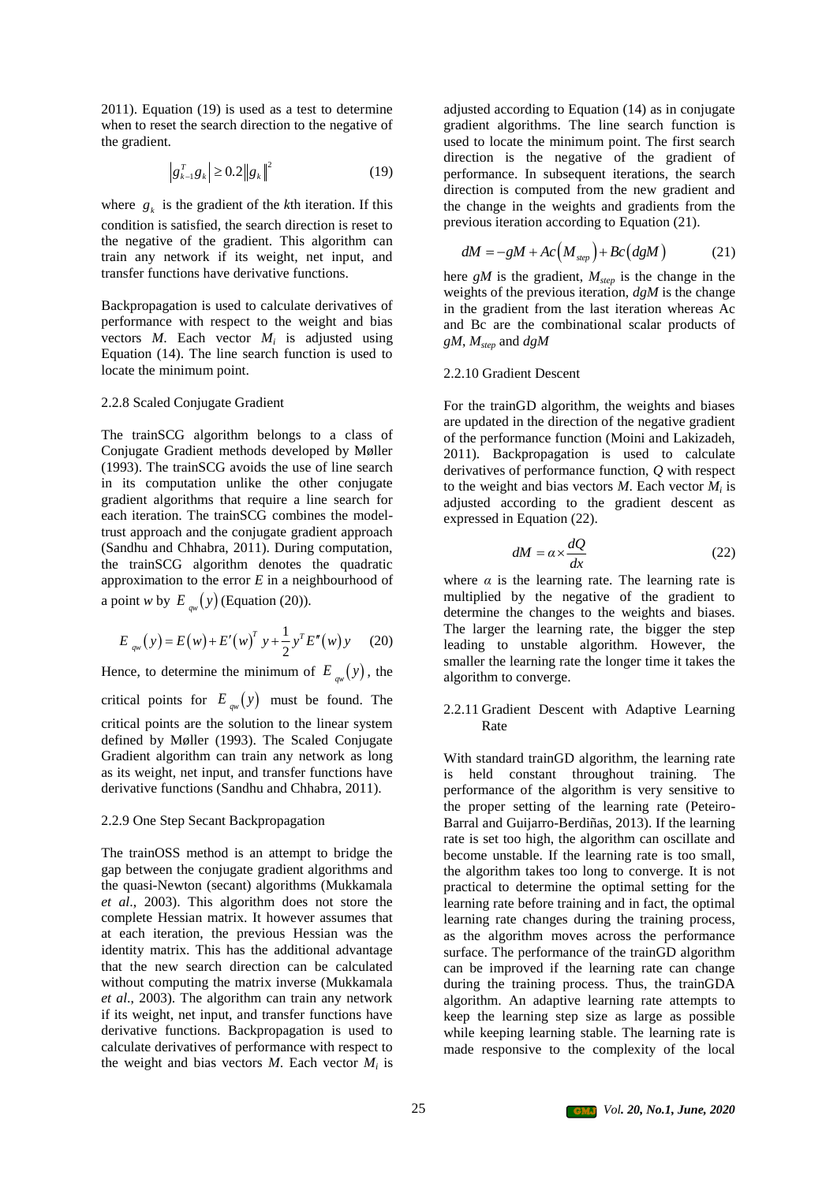2011). Equation (19) is used as a test to determine when to reset the search direction to the negative of the gradient.

$$\left|g_{k-1}^T g_k\right| \geq 0.2\left\|g_k\right\|^2 \tag{19}$$

where $g_k$ is the gradient of the $k$th iteration. If this condition is satisfied, the search direction is reset to the negative of the gradient. This algorithm can train any network if its weight, net input, and transfer functions have derivative functions.

Backpropagation is used to calculate derivatives of performance with respect to the weight and bias vectors $M$. Each vector $M_i$ is adjusted using Equation (14). The line search function is used to locate the minimum point.

### 2.2.8 Scaled Conjugate Gradient

The trainSCG algorithm belongs to a class of Conjugate Gradient methods developed by Møller (1993). The trainSCG avoids the use of line search in its computation unlike the other conjugate gradient algorithms that require a line search for each iteration. The trainSCG combines the model-trust approach and the conjugate gradient approach (Sandhu and Chhabra, 2011). During computation, the trainSCG algorithm denotes the quadratic approximation to the error $E$ in a neighbourhood of a point $w$ by $E_{qw}(y)$ (Equation (20)).

$$E_{qw}(y) = E(w) + E'(w)^T y + \frac{1}{2} y^T E''(w) y \tag{20}$$

Hence, to determine the minimum of $E_{qw}(y)$, the critical points for $E_{qw}(y)$ must be found. The critical points are the solution to the linear system defined by Møller (1993). The Scaled Conjugate Gradient algorithm can train any network as long as its weight, net input, and transfer functions have derivative functions (Sandhu and Chhabra, 2011).

### 2.2.9 One Step Secant Backpropagation

The trainOSS method is an attempt to bridge the gap between the conjugate gradient algorithms and the quasi-Newton (secant) algorithms (Mukkamala *et al*., 2003). This algorithm does not store the complete Hessian matrix. It however assumes that at each iteration, the previous Hessian was the identity matrix. This has the additional advantage that the new search direction can be calculated without computing the matrix inverse (Mukkamala *et al*., 2003). The algorithm can train any network if its weight, net input, and transfer functions have derivative functions. Backpropagation is used to calculate derivatives of performance with respect to the weight and bias vectors $M$. Each vector $M_i$ is adjusted according to Equation (14) as in conjugate gradient algorithms. The line search function is used to locate the minimum point. The first search direction is the negative of the gradient of performance. In subsequent iterations, the search direction is computed from the new gradient and the change in the weights and gradients from the previous iteration according to Equation (21).

$$dM = -gM + Ac\left(M_{step}\right) + Bc\left(dgM\right) \tag{21}$$

here $gM$ is the gradient, $M_{step}$ is the change in the weights of the previous iteration, $dgM$ is the change in the gradient from the last iteration whereas Ac and Bc are the combinational scalar products of $gM$, $M_{step}$ and $dgM$

### 2.2.10 Gradient Descent

For the trainGD algorithm, the weights and biases are updated in the direction of the negative gradient of the performance function (Moini and Lakizadeh, 2011). Backpropagation is used to calculate derivatives of performance function, $Q$ with respect to the weight and bias vectors $M$. Each vector $M_i$ is adjusted according to the gradient descent as expressed in Equation (22).

$$dM = \alpha \times \frac{dQ}{dx} \tag{22}$$

where $\alpha$ is the learning rate. The learning rate is multiplied by the negative of the gradient to determine the changes to the weights and biases. The larger the learning rate, the bigger the step leading to unstable algorithm. However, the smaller the learning rate the longer time it takes the algorithm to converge.

### 2.2.11 Gradient Descent with Adaptive Learning Rate

With standard trainGD algorithm, the learning rate is held constant throughout training. The performance of the algorithm is very sensitive to the proper setting of the learning rate (Peteiro-Barral and Guijarro-Berdiñas, 2013). If the learning rate is set too high, the algorithm can oscillate and become unstable. If the learning rate is too small, the algorithm takes too long to converge. It is not practical to determine the optimal setting for the learning rate before training and in fact, the optimal learning rate changes during the training process, as the algorithm moves across the performance surface. The performance of the trainGD algorithm can be improved if the learning rate can change during the training process. Thus, the trainGDA algorithm. An adaptive learning rate attempts to keep the learning step size as large as possible while keeping learning stable. The learning rate is made responsive to the complexity of the local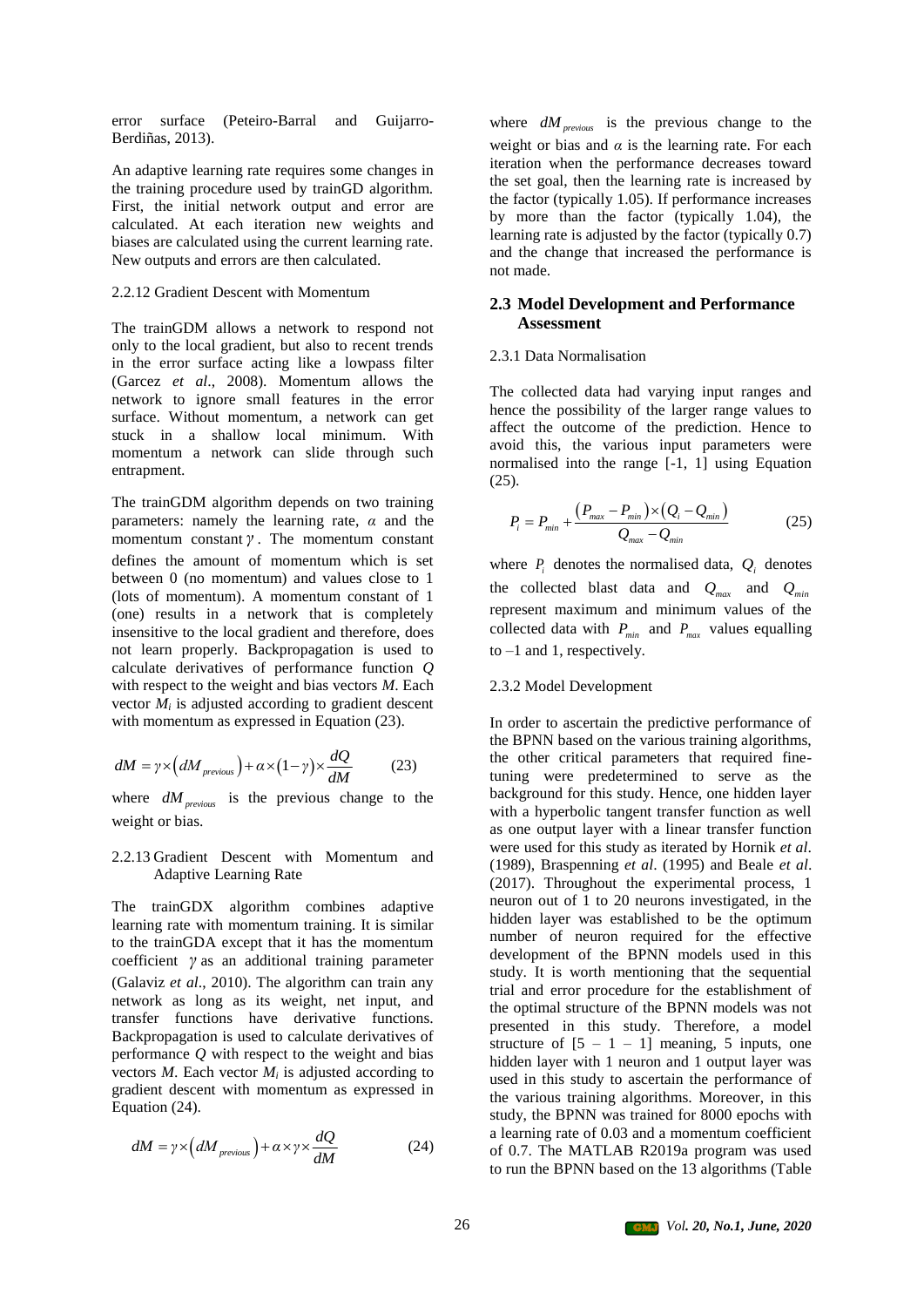error surface (Peteiro-Barral and Guijarro-Berdiñas, 2013).

An adaptive learning rate requires some changes in the training procedure used by trainGD algorithm. First, the initial network output and error are calculated. At each iteration new weights and biases are calculated using the current learning rate. New outputs and errors are then calculated.

2.2.12 Gradient Descent with Momentum

The trainGDM allows a network to respond not only to the local gradient, but also to recent trends in the error surface acting like a lowpass filter (Garcez *et al*., 2008). Momentum allows the network to ignore small features in the error surface. Without momentum, a network can get stuck in a shallow local minimum. With momentum a network can slide through such entrapment.

The trainGDM algorithm depends on two training parameters: namely the learning rate, $\alpha$ and the momentum constant $\gamma$. The momentum constant defines the amount of momentum which is set between 0 (no momentum) and values close to 1 (lots of momentum). A momentum constant of 1 (one) results in a network that is completely insensitive to the local gradient and therefore, does not learn properly. Backpropagation is used to calculate derivatives of performance function $Q$ with respect to the weight and bias vectors $M$. Each vector $M_i$ is adjusted according to gradient descent with momentum as expressed in Equation (23).

$$dM = \gamma \times \left( dM_{previous} \right) + \alpha \times \left( 1 - \gamma \right) \times \frac{dQ}{dM} \tag{23}$$

where $dM_{previous}$ is the previous change to the weight or bias.

2.2.13 Gradient Descent with Momentum and Adaptive Learning Rate

The trainGDX algorithm combines adaptive learning rate with momentum training. It is similar to the trainGDA except that it has the momentum coefficient $\gamma$ as an additional training parameter (Galaviz *et al*., 2010). The algorithm can train any network as long as its weight, net input, and transfer functions have derivative functions. Backpropagation is used to calculate derivatives of performance $Q$ with respect to the weight and bias vectors $M$. Each vector $M_i$ is adjusted according to gradient descent with momentum as expressed in Equation (24).

$$dM = \gamma \times \left( dM_{previous} \right) + \alpha \times \gamma \times \frac{dQ}{dM} \tag{24}$$

where $dM_{previous}$ is the previous change to the weight or bias and $\alpha$ is the learning rate. For each iteration when the performance decreases toward the set goal, then the learning rate is increased by the factor (typically 1.05). If performance increases by more than the factor (typically 1.04), the learning rate is adjusted by the factor (typically 0.7) and the change that increased the performance is not made.

## 2.3 Model Development and Performance Assessment

2.3.1 Data Normalisation

The collected data had varying input ranges and hence the possibility of the larger range values to affect the outcome of the prediction. Hence to avoid this, the various input parameters were normalised into the range [-1, 1] using Equation (25).

$$P_i = P_{min} + \frac{\left( P_{max} - P_{min} \right) \times \left( Q_i - Q_{min} \right)}{Q_{max} - Q_{min}} \tag{25}$$

where $P_i$ denotes the normalised data, $Q_i$ denotes the collected blast data and $Q_{max}$ and $Q_{min}$ represent maximum and minimum values of the collected data with $P_{min}$ and $P_{max}$ values equalling to –1 and 1, respectively.

2.3.2 Model Development

In order to ascertain the predictive performance of the BPNN based on the various training algorithms, the other critical parameters that required fine-tuning were predetermined to serve as the background for this study. Hence, one hidden layer with a hyperbolic tangent transfer function as well as one output layer with a linear transfer function were used for this study as iterated by Hornik *et al*. (1989), Braspenning *et al*. (1995) and Beale *et al*. (2017). Throughout the experimental process, 1 neuron out of 1 to 20 neurons investigated, in the hidden layer was established to be the optimum number of neuron required for the effective development of the BPNN models used in this study. It is worth mentioning that the sequential trial and error procedure for the establishment of the optimal structure of the BPNN models was not presented in this study. Therefore, a model structure of [5 – 1 – 1] meaning, 5 inputs, one hidden layer with 1 neuron and 1 output layer was used in this study to ascertain the performance of the various training algorithms. Moreover, in this study, the BPNN was trained for 8000 epochs with a learning rate of 0.03 and a momentum coefficient of 0.7. The MATLAB R2019a program was used to run the BPNN based on the 13 algorithms (Table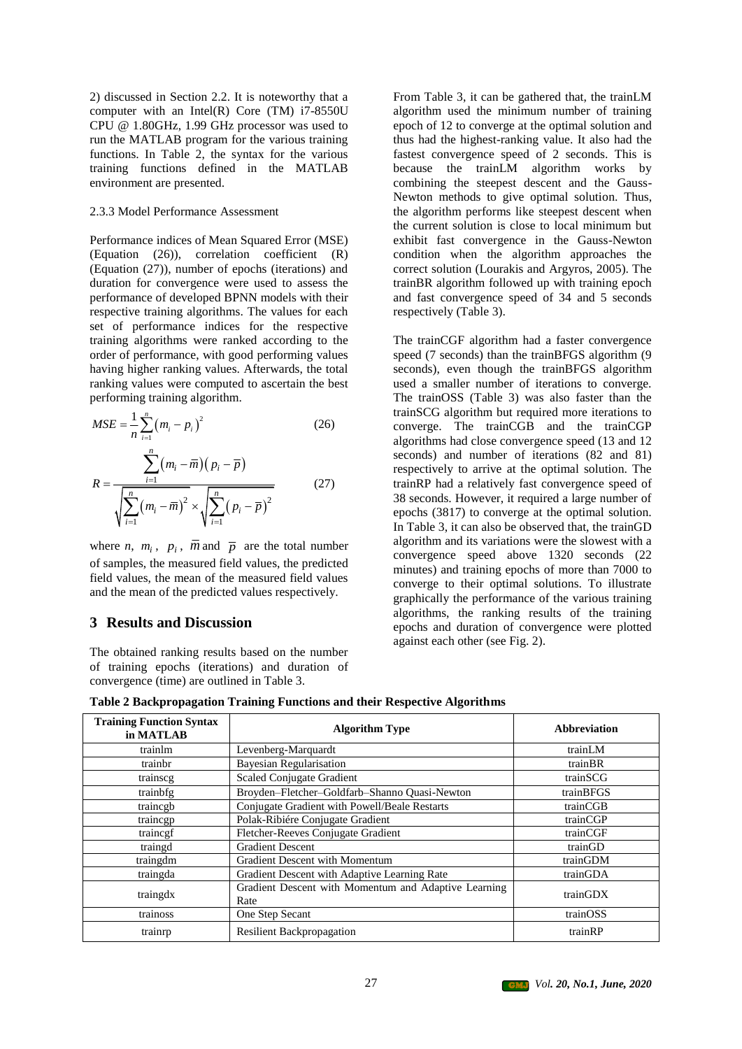2) discussed in Section 2.2. It is noteworthy that a computer with an Intel(R) Core (TM) i7-8550U CPU @ 1.80GHz, 1.99 GHz processor was used to run the MATLAB program for the various training functions. In Table 2, the syntax for the various training functions defined in the MATLAB environment are presented.

#### 2.3.3 Model Performance Assessment

Performance indices of Mean Squared Error (MSE) (Equation (26)), correlation coefficient (R) (Equation (27)), number of epochs (iterations) and duration for convergence were used to assess the performance of developed BPNN models with their respective training algorithms. The values for each set of performance indices for the respective training algorithms were ranked according to the order of performance, with good performing values having higher ranking values. Afterwards, the total ranking values were computed to ascertain the best performing training algorithm.

$$MSE = \frac{1}{n}\sum_{i=1}^{n}\left(m_i - p_i\right)^2 \tag{26}$$

$$R = \frac{\sum_{i=1}^{n}\left(m_i - \overline{m}\right)\left(p_i - \overline{p}\right)}{\sqrt{\sum_{i=1}^{n}\left(m_i - \overline{m}\right)^2} \times \sqrt{\sum_{i=1}^{n}\left(p_i - \overline{p}\right)^2}} \tag{27}$$

where $n$, $m_i$, $p_i$, $\overline{m}$ and $\overline{p}$ are the total number of samples, the measured field values, the predicted field values, the mean of the measured field values and the mean of the predicted values respectively.

## 3 Results and Discussion

The obtained ranking results based on the number of training epochs (iterations) and duration of convergence (time) are outlined in Table 3.

From Table 3, it can be gathered that, the trainLM algorithm used the minimum number of training epoch of 12 to converge at the optimal solution and thus had the highest-ranking value. It also had the fastest convergence speed of 2 seconds. This is because the trainLM algorithm works by combining the steepest descent and the Gauss-Newton methods to give optimal solution. Thus, the algorithm performs like steepest descent when the current solution is close to local minimum but exhibit fast convergence in the Gauss-Newton condition when the algorithm approaches the correct solution (Lourakis and Argyros, 2005). The trainBR algorithm followed up with training epoch and fast convergence speed of 34 and 5 seconds respectively (Table 3).

The trainCGF algorithm had a faster convergence speed (7 seconds) than the trainBFGS algorithm (9 seconds), even though the trainBFGS algorithm used a smaller number of iterations to converge. The trainOSS (Table 3) was also faster than the trainSCG algorithm but required more iterations to converge. The trainCGB and the trainCGP algorithms had close convergence speed (13 and 12 seconds) and number of iterations (82 and 81) respectively to arrive at the optimal solution. The trainRP had a relatively fast convergence speed of 38 seconds. However, it required a large number of epochs (3817) to converge at the optimal solution. In Table 3, it can also be observed that, the trainGD algorithm and its variations were the slowest with a convergence speed above 1320 seconds (22 minutes) and training epochs of more than 7000 to converge to their optimal solutions. To illustrate graphically the performance of the various training algorithms, the ranking results of the training epochs and duration of convergence were plotted against each other (see Fig. 2).

**Table 2 Backpropagation Training Functions and their Respective Algorithms**

| Training Function Syntax in MATLAB | Algorithm Type | Abbreviation |
|---|---|---|
| trainlm | Levenberg-Marquardt | trainLM |
| trainbr | Bayesian Regularisation | trainBR |
| trainscg | Scaled Conjugate Gradient | trainSCG |
| trainbfg | Broyden–Fletcher–Goldfarb–Shanno Quasi-Newton | trainBFGS |
| traincgb | Conjugate Gradient with Powell/Beale Restarts | trainCGB |
| traincgp | Polak-Ribiére Conjugate Gradient | trainCGP |
| traincgf | Fletcher-Reeves Conjugate Gradient | trainCGF |
| traingd | Gradient Descent | trainGD |
| traingdm | Gradient Descent with Momentum | trainGDM |
| traingda | Gradient Descent with Adaptive Learning Rate | trainGDA |
| traingdx | Gradient Descent with Momentum and Adaptive Learning Rate | trainGDX |
| trainoss | One Step Secant | trainOSS |
| trainrp | Resilient Backpropagation | trainRP |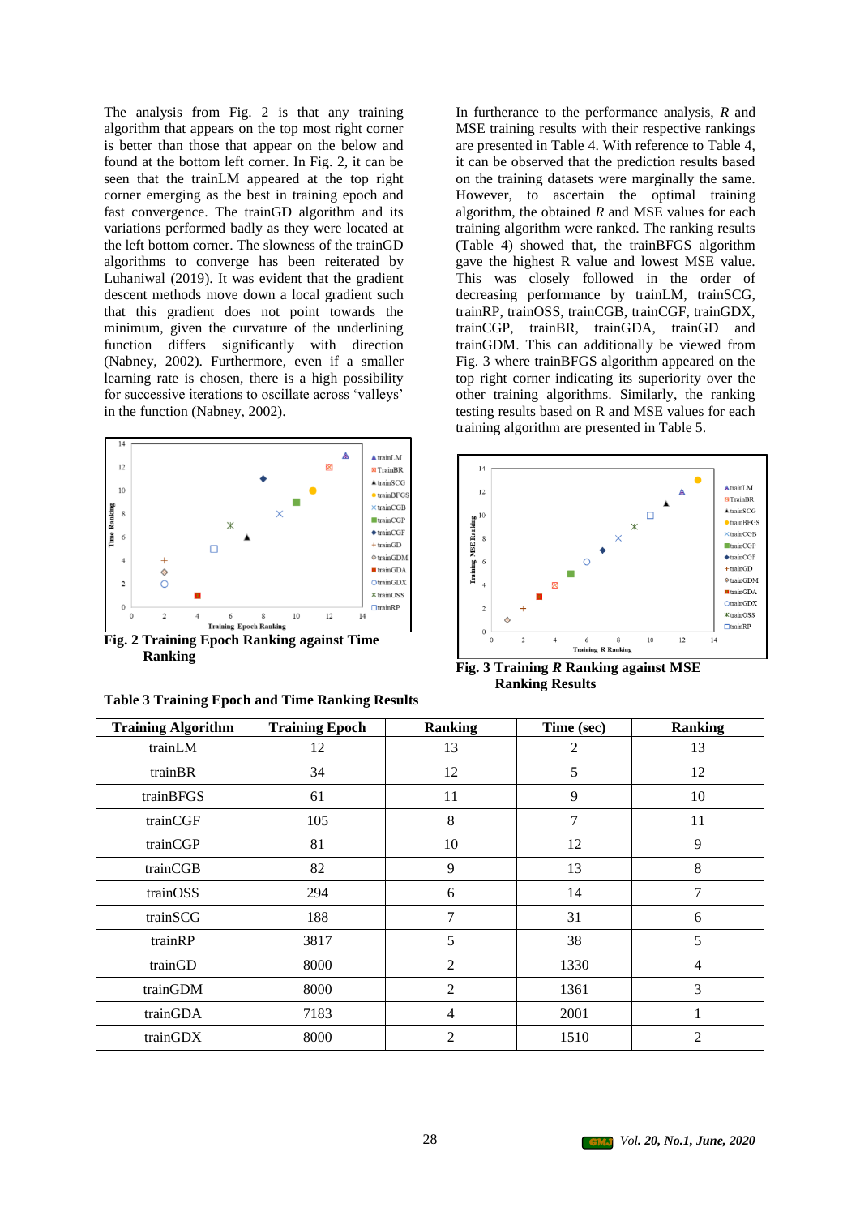The analysis from Fig. 2 is that any training algorithm that appears on the top most right corner is better than those that appear on the below and found at the bottom left corner. In Fig. 2, it can be seen that the trainLM appeared at the top right corner emerging as the best in training epoch and fast convergence. The trainGD algorithm and its variations performed badly as they were located at the left bottom corner. The slowness of the trainGD algorithms to converge has been reiterated by Luhaniwal (2019). It was evident that the gradient descent methods move down a local gradient such that this gradient does not point towards the minimum, given the curvature of the underlining function differs significantly with direction (Nabney, 2002). Furthermore, even if a smaller learning rate is chosen, there is a high possibility for successive iterations to oscillate across 'valleys' in the function (Nabney, 2002).

**Fig. 2 Training Epoch Ranking against Time Ranking**

In furtherance to the performance analysis, *R* and MSE training results with their respective rankings are presented in Table 4. With reference to Table 4, it can be observed that the prediction results based on the training datasets were marginally the same. However, to ascertain the optimal training algorithm, the obtained *R* and MSE values for each training algorithm were ranked. The ranking results (Table 4) showed that, the trainBFGS algorithm gave the highest R value and lowest MSE value. This was closely followed in the order of decreasing performance by trainLM, trainSCG, trainRP, trainOSS, trainCGB, trainCGF, trainGDX, trainCGP, trainBR, trainGDA, trainGD and trainGDM. This can additionally be viewed from Fig. 3 where trainBFGS algorithm appeared on the top right corner indicating its superiority over the other training algorithms. Similarly, the ranking testing results based on R and MSE values for each training algorithm are presented in Table 5.

**Fig. 3 Training *R* Ranking against MSE Ranking Results**

**Table 3 Training Epoch and Time Ranking Results**

| Training Algorithm | Training Epoch | Ranking | Time (sec) | Ranking |
|---|---|---|---|---|
| trainLM | 12 | 13 | 2 | 13 |
| trainBR | 34 | 12 | 5 | 12 |
| trainBFGS | 61 | 11 | 9 | 10 |
| trainCGF | 105 | 8 | 7 | 11 |
| trainCGP | 81 | 10 | 12 | 9 |
| trainCGB | 82 | 9 | 13 | 8 |
| trainOSS | 294 | 6 | 14 | 7 |
| trainSCG | 188 | 7 | 31 | 6 |
| trainRP | 3817 | 5 | 38 | 5 |
| trainGD | 8000 | 2 | 1330 | 4 |
| trainGDM | 8000 | 2 | 1361 | 3 |
| trainGDA | 7183 | 4 | 2001 | 1 |
| trainGDX | 8000 | 2 | 1510 | 2 |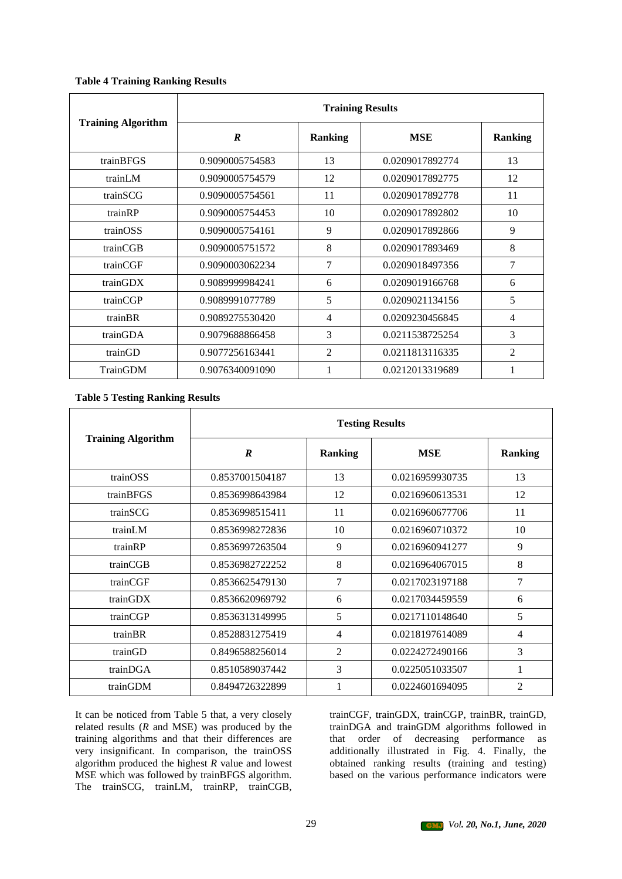**Table 4 Training Ranking Results**

| Training Algorithm | Training Results | | | |
|---|---|---|---|---|
| | ***R*** | **Ranking** | **MSE** | **Ranking** |
| trainBFGS | 0.9090005754583 | 13 | 0.0209017892774 | 13 |
| trainLM | 0.9090005754579 | 12 | 0.0209017892775 | 12 |
| trainSCG | 0.9090005754561 | 11 | 0.0209017892778 | 11 |
| trainRP | 0.9090005754453 | 10 | 0.0209017892802 | 10 |
| trainOSS | 0.9090005754161 | 9 | 0.0209017892866 | 9 |
| trainCGB | 0.9090005751572 | 8 | 0.0209017893469 | 8 |
| trainCGF | 0.9090003062234 | 7 | 0.0209018497356 | 7 |
| trainGDX | 0.9089999984241 | 6 | 0.0209019166768 | 6 |
| trainCGP | 0.9089991077789 | 5 | 0.0209021134156 | 5 |
| trainBR | 0.9089275530420 | 4 | 0.0209230456845 | 4 |
| trainGDA | 0.9079688866458 | 3 | 0.0211538725254 | 3 |
| trainGD | 0.9077256163441 | 2 | 0.0211813116335 | 2 |
| TrainGDM | 0.9076340091090 | 1 | 0.0212013319689 | 1 |

**Table 5 Testing Ranking Results**

| Training Algorithm | Testing Results | | | |
|---|---|---|---|---|
| | ***R*** | **Ranking** | **MSE** | **Ranking** |
| trainOSS | 0.8537001504187 | 13 | 0.0216959930735 | 13 |
| trainBFGS | 0.8536998643984 | 12 | 0.0216960613531 | 12 |
| trainSCG | 0.8536998515411 | 11 | 0.0216960677706 | 11 |
| trainLM | 0.8536998272836 | 10 | 0.0216960710372 | 10 |
| trainRP | 0.8536997263504 | 9 | 0.0216960941277 | 9 |
| trainCGB | 0.8536982722252 | 8 | 0.0216964067015 | 8 |
| trainCGF | 0.8536625479130 | 7 | 0.0217023197188 | 7 |
| trainGDX | 0.8536620969792 | 6 | 0.0217034459559 | 6 |
| trainCGP | 0.8536313149995 | 5 | 0.0217110148640 | 5 |
| trainBR | 0.8528831275419 | 4 | 0.0218197614089 | 4 |
| trainGD | 0.8496588256014 | 2 | 0.0224272490166 | 3 |
| trainDGA | 0.8510589037442 | 3 | 0.0225051033507 | 1 |
| trainGDM | 0.8494726322899 | 1 | 0.0224601694095 | 2 |

It can be noticed from Table 5 that, a very closely related results (*R* and MSE) was produced by the training algorithms and that their differences are very insignificant. In comparison, the trainOSS algorithm produced the highest *R* value and lowest MSE which was followed by trainBFGS algorithm. The trainSCG, trainLM, trainRP, trainCGB, trainCGF, trainGDX, trainCGP, trainBR, trainGD, trainDGA and trainGDM algorithms followed in that order of decreasing performance as additionally illustrated in Fig. 4. Finally, the obtained ranking results (training and testing) based on the various performance indicators were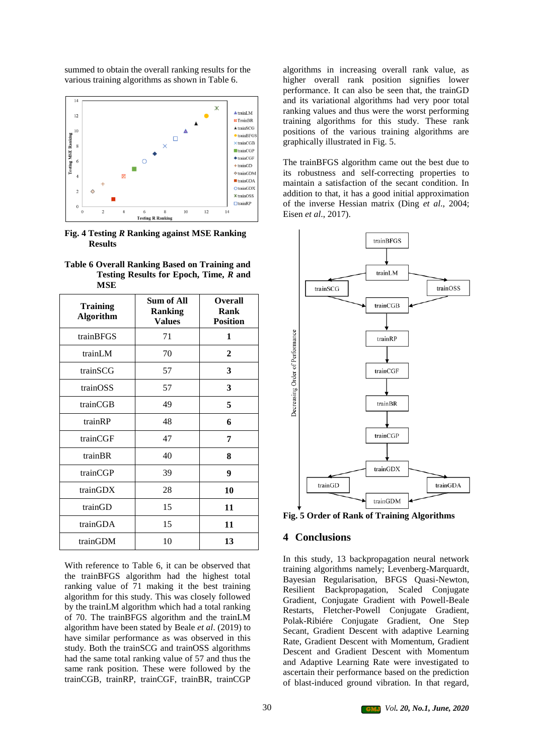summed to obtain the overall ranking results for the various training algorithms as shown in Table 6.

**Fig. 4 Testing *R* Ranking against MSE Ranking Results**

**Table 6 Overall Ranking Based on Training and Testing Results for Epoch, Time, *R* and MSE**

| Training Algorithm | Sum of All Ranking Values | Overall Rank Position |
|---|---|---|
| trainBFGS | 71 | **1** |
| trainLM | 70 | **2** |
| trainSCG | 57 | **3** |
| trainOSS | 57 | **3** |
| trainCGB | 49 | **5** |
| trainRP | 48 | **6** |
| trainCGF | 47 | **7** |
| trainBR | 40 | **8** |
| trainCGP | 39 | **9** |
| trainGDX | 28 | **10** |
| trainGD | 15 | **11** |
| trainGDA | 15 | **11** |
| trainGDM | 10 | **13** |

With reference to Table 6, it can be observed that the trainBFGS algorithm had the highest total ranking value of 71 making it the best training algorithm for this study. This was closely followed by the trainLM algorithm which had a total ranking of 70. The trainBFGS algorithm and the trainLM algorithm have been stated by Beale *et al.* (2019) to have similar performance as was observed in this study. Both the trainSCG and trainOSS algorithms had the same total ranking value of 57 and thus the same rank position. These were followed by the trainCGB, trainRP, trainCGF, trainBR, trainCGP algorithms in increasing overall rank value, as higher overall rank position signifies lower performance. It can also be seen that, the trainGD and its variational algorithms had very poor total ranking values and thus were the worst performing training algorithms for this study. These rank positions of the various training algorithms are graphically illustrated in Fig. 5.

The trainBFGS algorithm came out the best due to its robustness and self-correcting properties to maintain a satisfaction of the secant condition. In addition to that, it has a good initial approximation of the inverse Hessian matrix (Ding *et al.*, 2004; Eisen *et al.*, 2017).

**Fig. 5 Order of Rank of Training Algorithms**

## 4 Conclusions

In this study, 13 backpropagation neural network training algorithms namely; Levenberg-Marquardt, Bayesian Regularisation, BFGS Quasi-Newton, Resilient Backpropagation, Scaled Conjugate Gradient, Conjugate Gradient with Powell-Beale Restarts, Fletcher-Powell Conjugate Gradient, Polak-Ribiére Conjugate Gradient, One Step Secant, Gradient Descent with adaptive Learning Rate, Gradient Descent with Momentum, Gradient Descent and Gradient Descent with Momentum and Adaptive Learning Rate were investigated to ascertain their performance based on the prediction of blast-induced ground vibration. In that regard,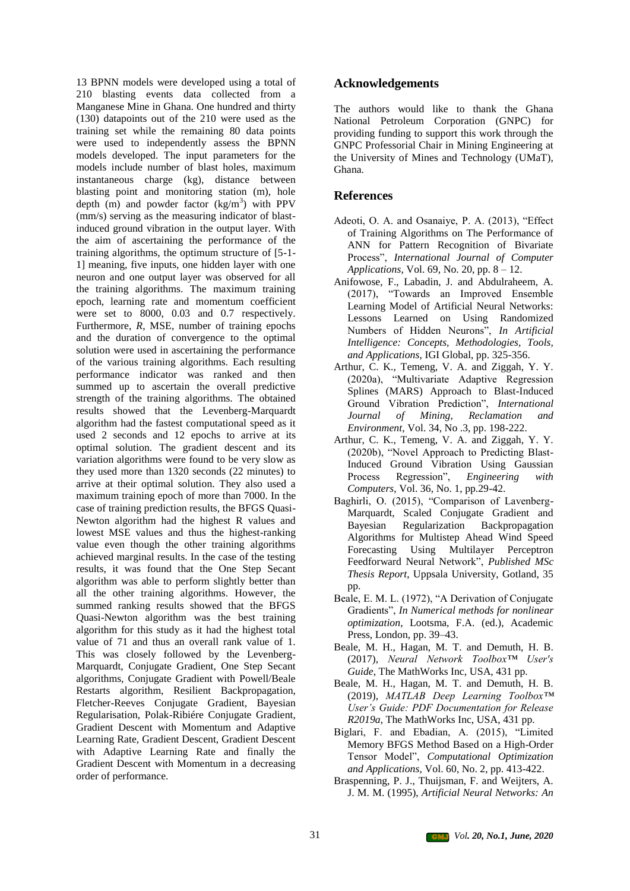13 BPNN models were developed using a total of 210 blasting events data collected from a Manganese Mine in Ghana. One hundred and thirty (130) datapoints out of the 210 were used as the training set while the remaining 80 data points were used to independently assess the BPNN models developed. The input parameters for the models include number of blast holes, maximum instantaneous charge (kg), distance between blasting point and monitoring station (m), hole depth (m) and powder factor (kg/m$^3$) with PPV (mm/s) serving as the measuring indicator of blast-induced ground vibration in the output layer. With the aim of ascertaining the performance of the training algorithms, the optimum structure of [5-1-1] meaning, five inputs, one hidden layer with one neuron and one output layer was observed for all the training algorithms. The maximum training epoch, learning rate and momentum coefficient were set to 8000, 0.03 and 0.7 respectively. Furthermore, *R*, MSE, number of training epochs and the duration of convergence to the optimal solution were used in ascertaining the performance of the various training algorithms. Each resulting performance indicator was ranked and then summed up to ascertain the overall predictive strength of the training algorithms. The obtained results showed that the Levenberg-Marquardt algorithm had the fastest computational speed as it used 2 seconds and 12 epochs to arrive at its optimal solution. The gradient descent and its variation algorithms were found to be very slow as they used more than 1320 seconds (22 minutes) to arrive at their optimal solution. They also used a maximum training epoch of more than 7000. In the case of training prediction results, the BFGS Quasi-Newton algorithm had the highest R values and lowest MSE values and thus the highest-ranking value even though the other training algorithms achieved marginal results. In the case of the testing results, it was found that the One Step Secant algorithm was able to perform slightly better than all the other training algorithms. However, the summed ranking results showed that the BFGS Quasi-Newton algorithm was the best training algorithm for this study as it had the highest total value of 71 and thus an overall rank value of 1. This was closely followed by the Levenberg-Marquardt, Conjugate Gradient, One Step Secant algorithms, Conjugate Gradient with Powell/Beale Restarts algorithm, Resilient Backpropagation, Fletcher-Reeves Conjugate Gradient, Bayesian Regularisation, Polak-Ribiére Conjugate Gradient, Gradient Descent with Momentum and Adaptive Learning Rate, Gradient Descent, Gradient Descent with Adaptive Learning Rate and finally the Gradient Descent with Momentum in a decreasing order of performance.

## Acknowledgements

The authors would like to thank the Ghana National Petroleum Corporation (GNPC) for providing funding to support this work through the GNPC Professorial Chair in Mining Engineering at the University of Mines and Technology (UMaT), Ghana.

## References

- Adeoti, O. A. and Osanaiye, P. A. (2013), "Effect of Training Algorithms on The Performance of ANN for Pattern Recognition of Bivariate Process", *International Journal of Computer Applications*, Vol. 69, No. 20, pp. 8 – 12.
- Anifowose, F., Labadin, J. and Abdulraheem, A. (2017), "Towards an Improved Ensemble Learning Model of Artificial Neural Networks: Lessons Learned on Using Randomized Numbers of Hidden Neurons", *In Artificial Intelligence: Concepts, Methodologies, Tools, and Applications*, IGI Global, pp. 325-356.
- Arthur, C. K., Temeng, V. A. and Ziggah, Y. Y. (2020a), "Multivariate Adaptive Regression Splines (MARS) Approach to Blast-Induced Ground Vibration Prediction", *International Journal of Mining, Reclamation and Environment*, Vol. 34, No .3, pp. 198-222.
- Arthur, C. K., Temeng, V. A. and Ziggah, Y. Y. (2020b), "Novel Approach to Predicting Blast-Induced Ground Vibration Using Gaussian Process Regression", *Engineering with Computers*, Vol. 36, No. 1, pp.29-42.
- Baghirli, O. (2015), "Comparison of Lavenberg-Marquardt, Scaled Conjugate Gradient and Bayesian Regularization Backpropagation Algorithms for Multistep Ahead Wind Speed Forecasting Using Multilayer Perceptron Feedforward Neural Network", *Published MSc Thesis Report*, Uppsala University, Gotland, 35 pp.
- Beale, E. M. L. (1972), "A Derivation of Conjugate Gradients", *In Numerical methods for nonlinear optimization*, Lootsma, F.A. (ed.), Academic Press, London, pp. 39–43.
- Beale, M. H., Hagan, M. T. and Demuth, H. B. (2017), *Neural Network Toolbox™ User's Guide*, The MathWorks Inc, USA, 431 pp.
- Beale, M. H., Hagan, M. T. and Demuth, H. B. (2019), *MATLAB Deep Learning Toolbox™ User's Guide: PDF Documentation for Release R2019a*, The MathWorks Inc, USA, 431 pp.
- Biglari, F. and Ebadian, A. (2015), "Limited Memory BFGS Method Based on a High-Order Tensor Model", *Computational Optimization and Applications*, Vol. 60, No. 2, pp. 413-422.
- Braspenning, P. J., Thuijsman, F. and Weijters, A. J. M. M. (1995), *Artificial Neural Networks: An*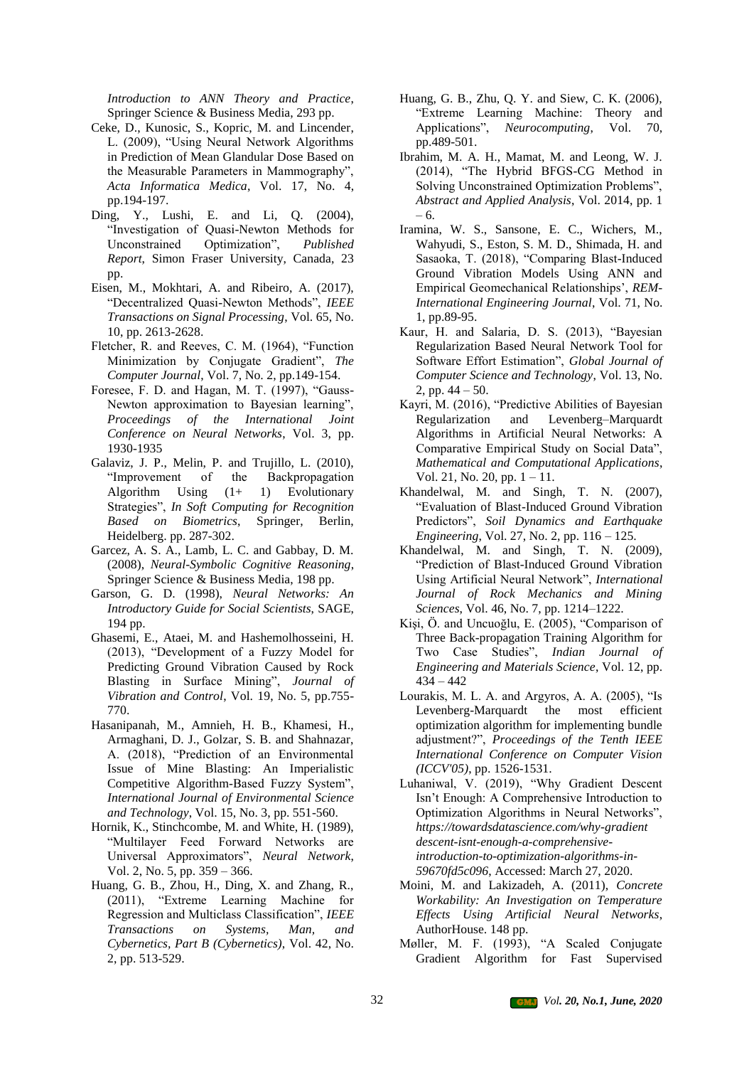*Introduction to ANN Theory and Practice*, Springer Science & Business Media, 293 pp.

Ceke, D., Kunosic, S., Kopric, M. and Lincender, L. (2009), "Using Neural Network Algorithms in Prediction of Mean Glandular Dose Based on the Measurable Parameters in Mammography", *Acta Informatica Medica*, Vol. 17, No. 4, pp.194-197.

Ding, Y., Lushi, E. and Li, Q. (2004), "Investigation of Quasi-Newton Methods for Unconstrained Optimization", *Published Report*, Simon Fraser University, Canada, 23 pp.

Eisen, M., Mokhtari, A. and Ribeiro, A. (2017), "Decentralized Quasi-Newton Methods", *IEEE Transactions on Signal Processing*, Vol. 65, No. 10, pp. 2613-2628.

Fletcher, R. and Reeves, C. M. (1964), "Function Minimization by Conjugate Gradient", *The Computer Journal*, Vol. 7, No. 2, pp.149-154.

Foresee, F. D. and Hagan, M. T. (1997), "Gauss-Newton approximation to Bayesian learning", *Proceedings of the International Joint Conference on Neural Networks*, Vol. 3, pp. 1930-1935

Galaviz, J. P., Melin, P. and Trujillo, L. (2010), "Improvement of the Backpropagation Algorithm Using (1+ 1) Evolutionary Strategies", *In Soft Computing for Recognition Based on Biometrics*, Springer, Berlin, Heidelberg. pp. 287-302.

Garcez, A. S. A., Lamb, L. C. and Gabbay, D. M. (2008), *Neural-Symbolic Cognitive Reasoning*, Springer Science & Business Media, 198 pp.

Garson, G. D. (1998), *Neural Networks: An Introductory Guide for Social Scientists*, SAGE, 194 pp.

Ghasemi, E., Ataei, M. and Hashemolhosseini, H. (2013), "Development of a Fuzzy Model for Predicting Ground Vibration Caused by Rock Blasting in Surface Mining", *Journal of Vibration and Control*, Vol. 19, No. 5, pp.755-770.

Hasanipanah, M., Amnieh, H. B., Khamesi, H., Armaghani, D. J., Golzar, S. B. and Shahnazar, A. (2018), "Prediction of an Environmental Issue of Mine Blasting: An Imperialistic Competitive Algorithm-Based Fuzzy System", *International Journal of Environmental Science and Technology*, Vol. 15, No. 3, pp. 551-560.

Hornik, K., Stinchcombe, M. and White, H. (1989), "Multilayer Feed Forward Networks are Universal Approximators", *Neural Network*, Vol. 2, No. 5, pp. 359 – 366.

Huang, G. B., Zhou, H., Ding, X. and Zhang, R., (2011), "Extreme Learning Machine for Regression and Multiclass Classification", *IEEE Transactions on Systems, Man, and Cybernetics, Part B (Cybernetics)*, Vol. 42, No. 2, pp. 513-529.

Huang, G. B., Zhu, Q. Y. and Siew, C. K. (2006), "Extreme Learning Machine: Theory and Applications", *Neurocomputing*, Vol. 70, pp.489-501.

Ibrahim, M. A. H., Mamat, M. and Leong, W. J. (2014), "The Hybrid BFGS-CG Method in Solving Unconstrained Optimization Problems", *Abstract and Applied Analysis*, Vol. 2014, pp. 1 – 6.

Iramina, W. S., Sansone, E. C., Wichers, M., Wahyudi, S., Eston, S. M. D., Shimada, H. and Sasaoka, T. (2018), "Comparing Blast-Induced Ground Vibration Models Using ANN and Empirical Geomechanical Relationships', *REM-International Engineering Journal*, Vol. 71, No. 1, pp.89-95.

Kaur, H. and Salaria, D. S. (2013), "Bayesian Regularization Based Neural Network Tool for Software Effort Estimation", *Global Journal of Computer Science and Technology*, Vol. 13, No. 2, pp. 44 – 50.

Kayri, M. (2016), "Predictive Abilities of Bayesian Regularization and Levenberg–Marquardt Algorithms in Artificial Neural Networks: A Comparative Empirical Study on Social Data", *Mathematical and Computational Applications*, Vol. 21, No. 20, pp. 1 – 11.

Khandelwal, M. and Singh, T. N. (2007), "Evaluation of Blast-Induced Ground Vibration Predictors", *Soil Dynamics and Earthquake Engineering*, Vol. 27, No. 2, pp. 116 – 125.

Khandelwal, M. and Singh, T. N. (2009), "Prediction of Blast-Induced Ground Vibration Using Artificial Neural Network", *International Journal of Rock Mechanics and Mining Sciences*, Vol. 46, No. 7, pp. 1214–1222.

Kişi, Ö. and Uncuoğlu, E. (2005), "Comparison of Three Back-propagation Training Algorithm for Two Case Studies", *Indian Journal of Engineering and Materials Science*, Vol. 12, pp. 434 – 442

Lourakis, M. L. A. and Argyros, A. A. (2005), "Is Levenberg-Marquardt the most efficient optimization algorithm for implementing bundle adjustment?", *Proceedings of the Tenth IEEE International Conference on Computer Vision (ICCV'05)*, pp. 1526-1531.

Luhaniwal, V. (2019), "Why Gradient Descent Isn't Enough: A Comprehensive Introduction to Optimization Algorithms in Neural Networks", *https://towardsdatascience.com/why-gradient descent-isnt-enough-a-comprehensive-introduction-to-optimization-algorithms-in-59670fd5c096*, Accessed: March 27, 2020.

Moini, M. and Lakizadeh, A. (2011), *Concrete Workability: An Investigation on Temperature Effects Using Artificial Neural Networks*, AuthorHouse. 148 pp.

Møller, M. F. (1993), "A Scaled Conjugate Gradient Algorithm for Fast Supervised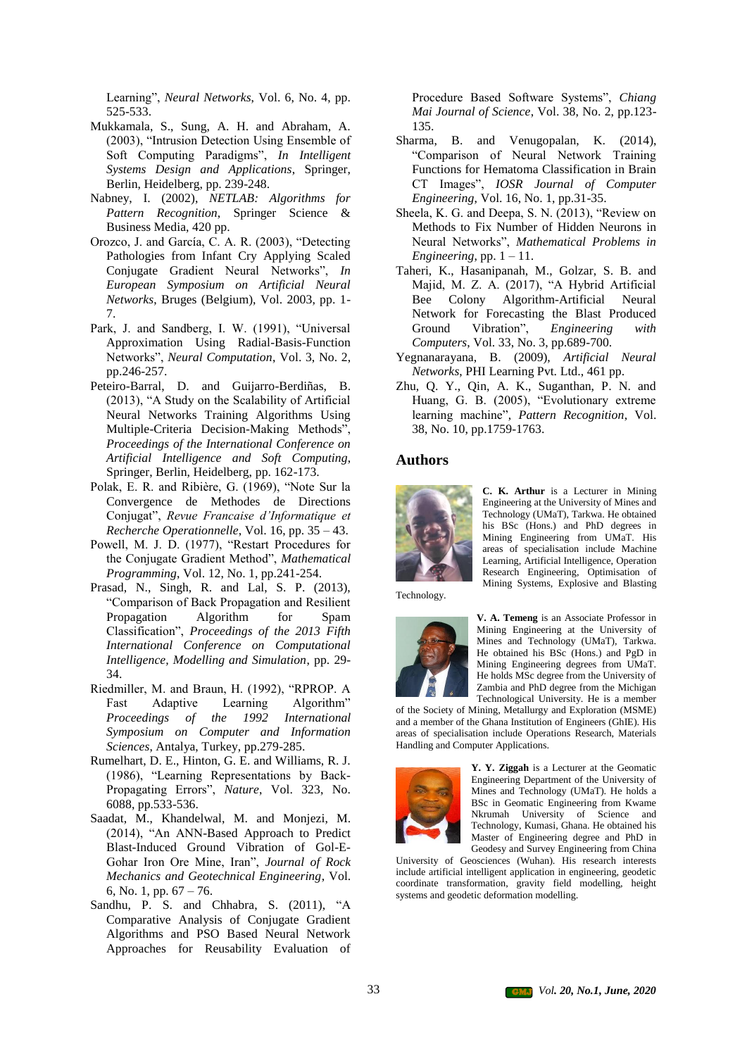Learning", *Neural Networks*, Vol. 6, No. 4, pp. 525-533.

Mukkamala, S., Sung, A. H. and Abraham, A. (2003), "Intrusion Detection Using Ensemble of Soft Computing Paradigms", *In Intelligent Systems Design and Applications*, Springer, Berlin, Heidelberg, pp. 239-248.

Nabney, I. (2002), *NETLAB: Algorithms for Pattern Recognition*, Springer Science & Business Media, 420 pp.

Orozco, J. and García, C. A. R. (2003), "Detecting Pathologies from Infant Cry Applying Scaled Conjugate Gradient Neural Networks", *In European Symposium on Artificial Neural Networks*, Bruges (Belgium), Vol. 2003, pp. 1-7.

Park, J. and Sandberg, I. W. (1991), "Universal Approximation Using Radial-Basis-Function Networks", *Neural Computation*, Vol. 3, No. 2, pp.246-257.

Peteiro-Barral, D. and Guijarro-Berdiñas, B. (2013), "A Study on the Scalability of Artificial Neural Networks Training Algorithms Using Multiple-Criteria Decision-Making Methods", *Proceedings of the International Conference on Artificial Intelligence and Soft Computing*, Springer, Berlin, Heidelberg, pp. 162-173.

Polak, E. R. and Ribière, G. (1969), "Note Sur la Convergence de Methodes de Directions Conjugat", *Revue Francaise d'Informatique et Recherche Operationnelle*, Vol. 16, pp. 35 – 43.

Powell, M. J. D. (1977), "Restart Procedures for the Conjugate Gradient Method", *Mathematical Programming*, Vol. 12, No. 1, pp.241-254.

Prasad, N., Singh, R. and Lal, S. P. (2013), "Comparison of Back Propagation and Resilient Propagation Algorithm for Spam Classification", *Proceedings of the 2013 Fifth International Conference on Computational Intelligence, Modelling and Simulation*, pp. 29-34.

Riedmiller, M. and Braun, H. (1992), "RPROP. A Fast Adaptive Learning Algorithm" *Proceedings of the 1992 International Symposium on Computer and Information Sciences*, Antalya, Turkey, pp.279-285.

Rumelhart, D. E., Hinton, G. E. and Williams, R. J. (1986), "Learning Representations by Back-Propagating Errors", *Nature*, Vol. 323, No. 6088, pp.533-536.

Saadat, M., Khandelwal, M. and Monjezi, M. (2014), "An ANN-Based Approach to Predict Blast-Induced Ground Vibration of Gol-E-Gohar Iron Ore Mine, Iran", *Journal of Rock Mechanics and Geotechnical Engineering*, Vol. 6, No. 1, pp. 67 – 76.

Sandhu, P. S. and Chhabra, S. (2011), "A Comparative Analysis of Conjugate Gradient Algorithms and PSO Based Neural Network Approaches for Reusability Evaluation of Procedure Based Software Systems", *Chiang Mai Journal of Science*, Vol. 38, No. 2, pp.123-135.

Sharma, B. and Venugopalan, K. (2014), "Comparison of Neural Network Training Functions for Hematoma Classification in Brain CT Images", *IOSR Journal of Computer Engineering*, Vol. 16, No. 1, pp.31-35.

Sheela, K. G. and Deepa, S. N. (2013), "Review on Methods to Fix Number of Hidden Neurons in Neural Networks", *Mathematical Problems in Engineering*, pp. 1 – 11.

Taheri, K., Hasanipanah, M., Golzar, S. B. and Majid, M. Z. A. (2017), "A Hybrid Artificial Bee Colony Algorithm-Artificial Neural Network for Forecasting the Blast Produced Ground Vibration", *Engineering with Computers*, Vol. 33, No. 3, pp.689-700.

Yegnanarayana, B. (2009), *Artificial Neural Networks*, PHI Learning Pvt. Ltd., 461 pp.

Zhu, Q. Y., Qin, A. K., Suganthan, P. N. and Huang, G. B. (2005), "Evolutionary extreme learning machine", *Pattern Recognition*, Vol. 38, No. 10, pp.1759-1763.

## Authors

**C. K. Arthur** is a Lecturer in Mining Engineering at the University of Mines and Technology (UMaT), Tarkwa. He obtained his BSc (Hons.) and PhD degrees in Mining Engineering from UMaT. His areas of specialisation include Machine Learning, Artificial Intelligence, Operation Research Engineering, Optimisation of Mining Systems, Explosive and Blasting Technology.

**V. A. Temeng** is an Associate Professor in Mining Engineering at the University of Mines and Technology (UMaT), Tarkwa. He obtained his BSc (Hons.) and PgD in Mining Engineering degrees from UMaT. He holds MSc degree from the University of Zambia and PhD degree from the Michigan Technological University. He is a member of the Society of Mining, Metallurgy and Exploration (MSME) and a member of the Ghana Institution of Engineers (GhIE). His areas of specialisation include Operations Research, Materials Handling and Computer Applications.

**Y. Y. Ziggah** is a Lecturer at the Geomatic Engineering Department of the University of Mines and Technology (UMaT). He holds a BSc in Geomatic Engineering from Kwame Nkrumah University of Science and Technology, Kumasi, Ghana. He obtained his Master of Engineering degree and PhD in Geodesy and Survey Engineering from China University of Geosciences (Wuhan). His research interests include artificial intelligent application in engineering, geodetic coordinate transformation, gravity field modelling, height systems and geodetic deformation modelling.